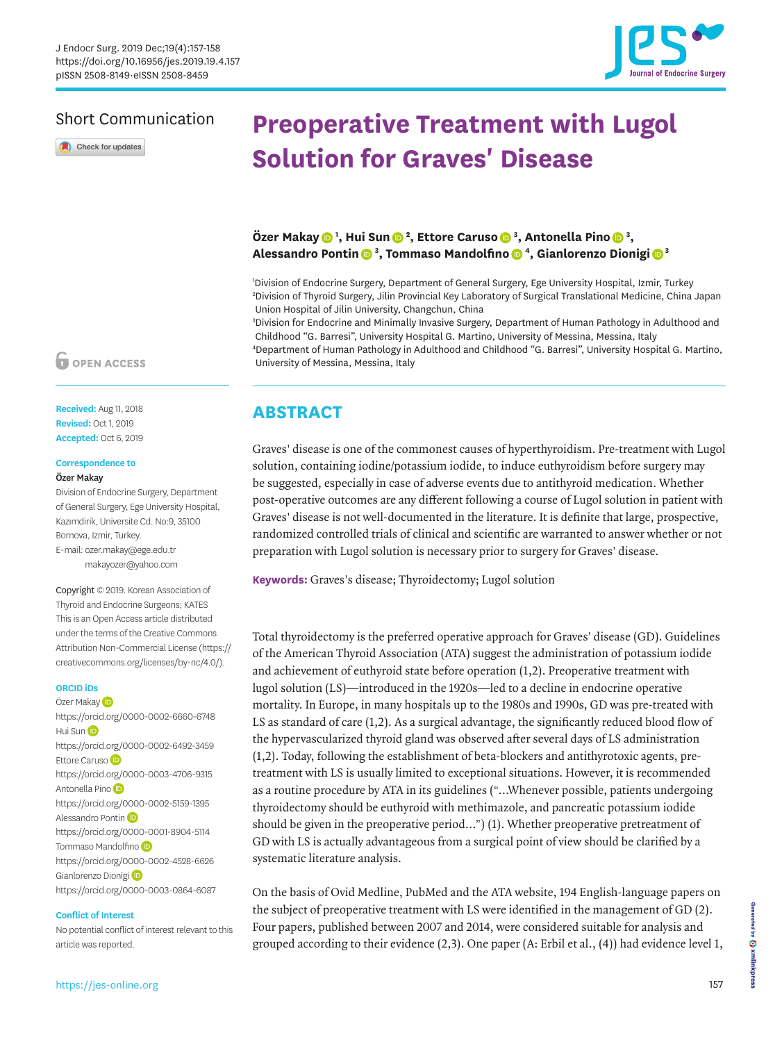Short Communication

# Preoperative Treatment with Lugol Solution for Graves' Disease

**Özer Makay** [1], **Hui Sun** [2], **Ettore Caruso** [3], **Antonella Pino** [3], **Alessandro Pontin** [3], **Tommaso Mandolfino** [4], **Gianlorenzo Dionigi** [3]

[1]Division of Endocrine Surgery, Department of General Surgery, Ege University Hospital, Izmir, Turkey
[2]Division of Thyroid Surgery, Jilin Provincial Key Laboratory of Surgical Translational Medicine, China Japan Union Hospital of Jilin University, Changchun, China
[3]Division for Endocrine and Minimally Invasive Surgery, Department of Human Pathology in Adulthood and Childhood "G. Barresi", University Hospital G. Martino, University of Messina, Messina, Italy
[4]Department of Human Pathology in Adulthood and Childhood "G. Barresi", University Hospital G. Martino, University of Messina, Messina, Italy

OPEN ACCESS

**Received:** Aug 11, 2018
**Revised:** Oct 1, 2019
**Accepted:** Oct 6, 2019

**Correspondence to**
**Özer Makay**
Division of Endocrine Surgery, Department of General Surgery, Ege University Hospital, Kazımdirik, Universite Cd. No:9, 35100 Bornova, Izmir, Turkey.
E-mail: ozer.makay@ege.edu.tr
makayozer@yahoo.com

Copyright © 2019. Korean Association of Thyroid and Endocrine Surgeons; KATES
This is an Open Access article distributed under the terms of the Creative Commons Attribution Non-Commercial License (https://creativecommons.org/licenses/by-nc/4.0/).

**ORCID iDs**
Özer Makay
https://orcid.org/0000-0002-6660-6748
Hui Sun
https://orcid.org/0000-0002-6492-3459
Ettore Caruso
https://orcid.org/0000-0003-4706-9315
Antonella Pino
https://orcid.org/0000-0002-5159-1395
Alessandro Pontin
https://orcid.org/0000-0001-8904-5114
Tommaso Mandolfino
https://orcid.org/0000-0002-4528-6626
Gianlorenzo Dionigi
https://orcid.org/0000-0003-0864-6087

**Conflict of Interest**
No potential conflict of interest relevant to this article was reported.

## ABSTRACT

Graves' disease is one of the commonest causes of hyperthyroidism. Pre-treatment with Lugol solution, containing iodine/potassium iodide, to induce euthyroidism before surgery may be suggested, especially in case of adverse events due to antithyroid medication. Whether post-operative outcomes are any different following a course of Lugol solution in patient with Graves' disease is not well-documented in the literature. It is definite that large, prospective, randomized controlled trials of clinical and scientific are warranted to answer whether or not preparation with Lugol solution is necessary prior to surgery for Graves' disease.

**Keywords:** Graves's disease; Thyroidectomy; Lugol solution

Total thyroidectomy is the preferred operative approach for Graves' disease (GD). Guidelines of the American Thyroid Association (ATA) suggest the administration of potassium iodide and achievement of euthyroid state before operation (1,2). Preoperative treatment with lugol solution (LS)—introduced in the 1920s—led to a decline in endocrine operative mortality. In Europe, in many hospitals up to the 1980s and 1990s, GD was pre-treated with LS as standard of care (1,2). As a surgical advantage, the significantly reduced blood flow of the hypervascularized thyroid gland was observed after several days of LS administration (1,2). Today, following the establishment of beta-blockers and antithyrotoxic agents, pre-treatment with LS is usually limited to exceptional situations. However, it is recommended as a routine procedure by ATA in its guidelines ("...Whenever possible, patients undergoing thyroidectomy should be euthyroid with methimazole, and pancreatic potassium iodide should be given in the preoperative period...") (1). Whether preoperative pretreatment of GD with LS is actually advantageous from a surgical point of view should be clarified by a systematic literature analysis.

On the basis of Ovid Medline, PubMed and the ATA website, 194 English-language papers on the subject of preoperative treatment with LS were identified in the management of GD (2). Four papers, published between 2007 and 2014, were considered suitable for analysis and grouped according to their evidence (2,3). One paper (A: Erbil et al., (4)) had evidence level 1,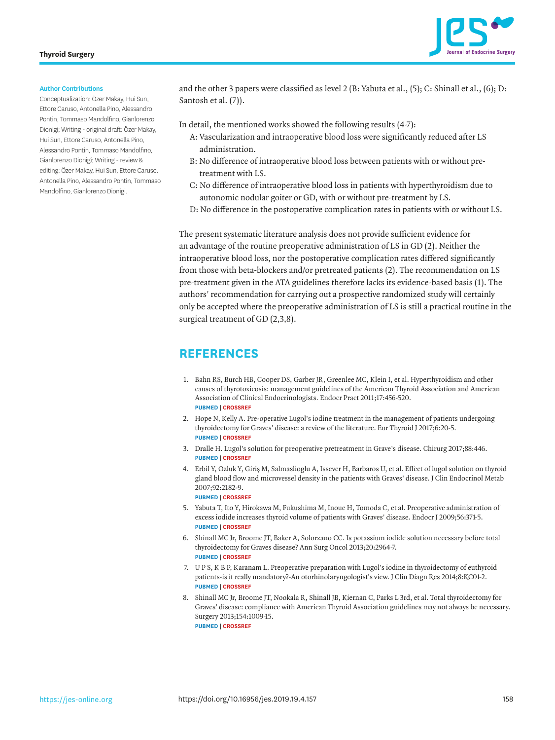**Author Contributions**

Conceptualization: Özer Makay, Hui Sun, Ettore Caruso, Antonella Pino, Alessandro Pontin, Tommaso Mandolfino, Gianlorenzo Dionigi; Writing - original draft: Özer Makay, Hui Sun, Ettore Caruso, Antonella Pino, Alessandro Pontin, Tommaso Mandolfino, Gianlorenzo Dionigi; Writing - review & editing: Özer Makay, Hui Sun, Ettore Caruso, Antonella Pino, Alessandro Pontin, Tommaso Mandolfino, Gianlorenzo Dionigi.

and the other 3 papers were classified as level 2 (B: Yabuta et al., (5); C: Shinall et al., (6); D: Santosh et al. (7)).

In detail, the mentioned works showed the following results (4-7):

A: Vascularization and intraoperative blood loss were significantly reduced after LS administration.
B: No difference of intraoperative blood loss between patients with or without pre-treatment with LS.
C: No difference of intraoperative blood loss in patients with hyperthyroidism due to autonomic nodular goiter or GD, with or without pre-treatment by LS.
D: No difference in the postoperative complication rates in patients with or without LS.

The present systematic literature analysis does not provide sufficient evidence for an advantage of the routine preoperative administration of LS in GD (2). Neither the intraoperative blood loss, nor the postoperative complication rates differed significantly from those with beta-blockers and/or pretreated patients (2). The recommendation on LS pre-treatment given in the ATA guidelines therefore lacks its evidence-based basis (1). The authors' recommendation for carrying out a prospective randomized study will certainly only be accepted where the preoperative administration of LS is still a practical routine in the surgical treatment of GD (2,3,8).

## REFERENCES

1. Bahn RS, Burch HB, Cooper DS, Garber JR, Greenlee MC, Klein I, et al. Hyperthyroidism and other causes of thyrotoxicosis: management guidelines of the American Thyroid Association and American Association of Clinical Endocrinologists. Endocr Pract 2011;17:456-520.
PUBMED | CROSSREF
2. Hope N, Kelly A. Pre-operative Lugol's iodine treatment in the management of patients undergoing thyroidectomy for Graves' disease: a review of the literature. Eur Thyroid J 2017;6:20-5.
PUBMED | CROSSREF
3. Dralle H. Lugol's solution for preoperative pretreatment in Grave's disease. Chirurg 2017;88:446.
PUBMED | CROSSREF
4. Erbil Y, Ozluk Y, Giriş M, Salmaslioglu A, Issever H, Barbaros U, et al. Effect of lugol solution on thyroid gland blood flow and microvessel density in the patients with Graves' disease. J Clin Endocrinol Metab 2007;92:2182-9.
PUBMED | CROSSREF
5. Yabuta T, Ito Y, Hirokawa M, Fukushima M, Inoue H, Tomoda C, et al. Preoperative administration of excess iodide increases thyroid volume of patients with Graves' disease. Endocr J 2009;56:371-5.
PUBMED | CROSSREF
6. Shinall MC Jr, Broome JT, Baker A, Solorzano CC. Is potassium iodide solution necessary before total thyroidectomy for Graves disease? Ann Surg Oncol 2013;20:2964-7.
PUBMED | CROSSREF
7. U P S, K B P, Karanam L. Preoperative preparation with Lugol's iodine in thyroidectomy of euthyroid patients-is it really mandatory?-An otorhinolaryngologist's view. J Clin Diagn Res 2014;8:KC01-2.
PUBMED | CROSSREF
8. Shinall MC Jr, Broome JT, Nookala R, Shinall JB, Kiernan C, Parks L 3rd, et al. Total thyroidectomy for Graves' disease: compliance with American Thyroid Association guidelines may not always be necessary. Surgery 2013;154:1009-15.
PUBMED | CROSSREF